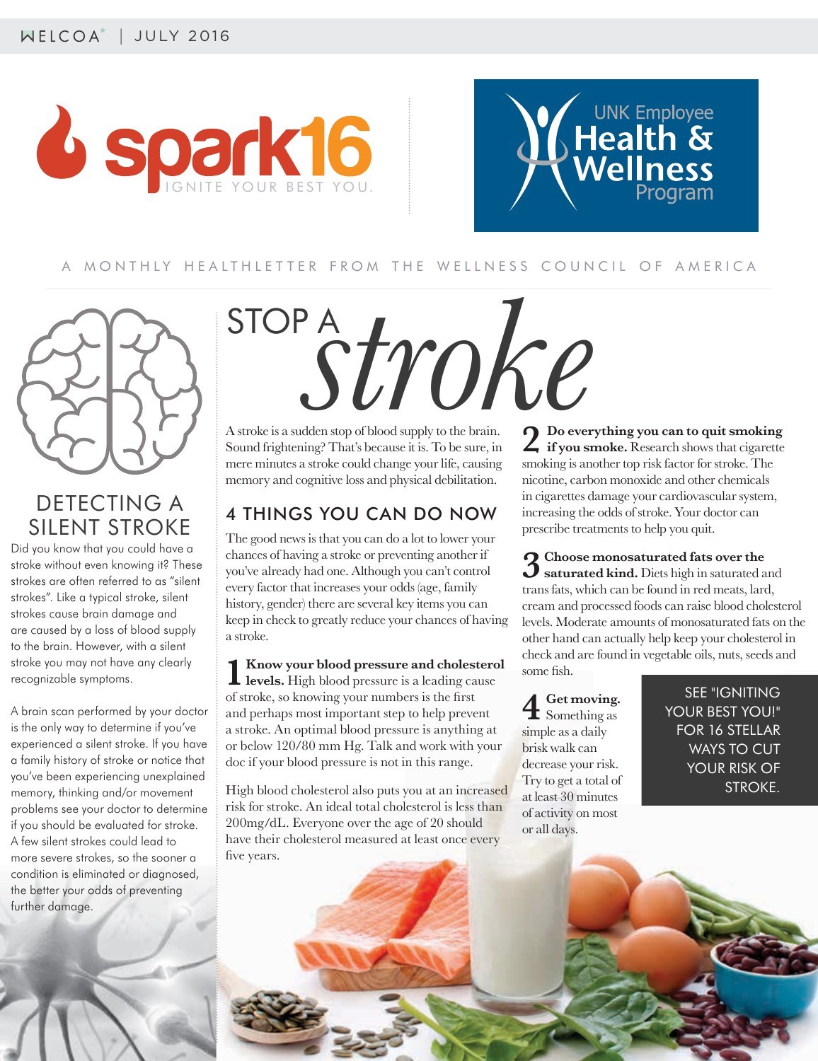WELCOA | JULY 2016

spark16 IGNITE YOUR BEST YOU.

UNK Employee Health & Wellness Program

A MONTHLY HEALTHLETTER FROM THE WELLNESS COUNCIL OF AMERICA

# STOP A *stroke*

A stroke is a sudden stop of blood supply to the brain. Sound frightening? That's because it is. To be sure, in mere minutes a stroke could change your life, causing memory and cognitive loss and physical debilitation.

## 4 THINGS YOU CAN DO NOW

The good news is that you can do a lot to lower your chances of having a stroke or preventing another if you've already had one. Although you can't control every factor that increases your odds (age, family history, gender) there are several key items you can keep in check to greatly reduce your chances of having a stroke.

**1 Know your blood pressure and cholesterol levels.** High blood pressure is a leading cause of stroke, so knowing your numbers is the first and perhaps most important step to help prevent a stroke. An optimal blood pressure is anything at or below 120/80 mm Hg. Talk and work with your doc if your blood pressure is not in this range.

High blood cholesterol also puts you at an increased risk for stroke. An ideal total cholesterol is less than 200mg/dL. Everyone over the age of 20 should have their cholesterol measured at least once every five years.

**2 Do everything you can to quit smoking if you smoke.** Research shows that cigarette smoking is another top risk factor for stroke. The nicotine, carbon monoxide and other chemicals in cigarettes damage your cardiovascular system, increasing the odds of stroke. Your doctor can prescribe treatments to help you quit.

**3 Choose monosaturated fats over the saturated kind.** Diets high in saturated and trans fats, which can be found in red meats, lard, cream and processed foods can raise blood cholesterol levels. Moderate amounts of monosaturated fats on the other hand can actually help keep your cholesterol in check and are found in vegetable oils, nuts, seeds and some fish.

**4 Get moving.** Something as simple as a daily brisk walk can decrease your risk. Try to get a total of at least 30 minutes of activity on most or all days.

SEE "IGNITING YOUR BEST YOU!" FOR 16 STELLAR WAYS TO CUT YOUR RISK OF STROKE.

## DETECTING A SILENT STROKE

Did you know that you could have a stroke without even knowing it? These strokes are often referred to as "silent strokes". Like a typical stroke, silent strokes cause brain damage and are caused by a loss of blood supply to the brain. However, with a silent stroke you may not have any clearly recognizable symptoms.

A brain scan performed by your doctor is the only way to determine if you've experienced a silent stroke. If you have a family history of stroke or notice that you've been experiencing unexplained memory, thinking and/or movement problems see your doctor to determine if you should be evaluated for stroke. A few silent strokes could lead to more severe strokes, so the sooner a condition is eliminated or diagnosed, the better your odds of preventing further damage.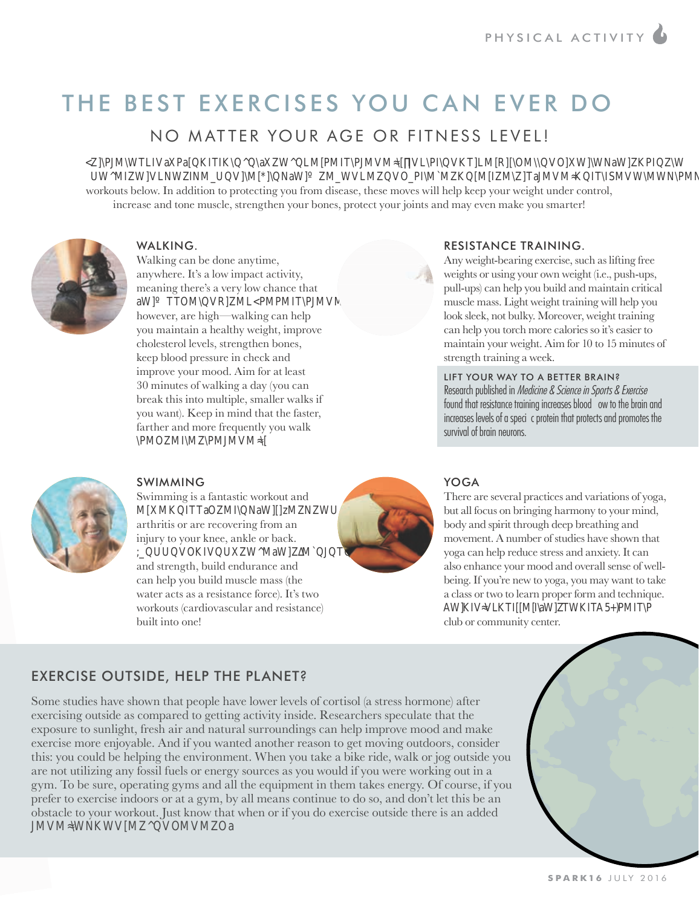# THE BEST EXERCISES YOU CAN EVER DO

## NO MATTER YOUR AGE OR FITNESS LEVEL!

Truth be told, any physical activity provides health benefits, and that includes just getting up out of your chair to move around for a few minutes. But if you're wondering what exercises are truly beneficial, take note of the five workouts below. In addition to protecting you from disease, these moves will help keep your weight under control, increase and tone muscle, strengthen your bones, protect your joints and may even make you smarter!

### WALKING.

Walking can be done anytime, anywhere. It's a low impact activity, meaning there's a very low chance that you'll get injured. The benefits, however, are high—walking can help you maintain a healthy weight, improve cholesterol levels, strengthen bones, keep blood pressure in check and improve your mood. Aim for at least 30 minutes of walking a day (you can break this into multiple, smaller walks if you want). Keep in mind that the faster, farther and more frequently you walk the greater the benefits.

### SWIMMING

Swimming is a fantastic workout and especially great if you suffer from arthritis or are recovering from an injury to your knee, ankle or back. Swimming can improve your flexibility and strength, build endurance and can help you build muscle mass (the water acts as a resistance force). It's two workouts (cardiovascular and resistance) built into one!

### RESISTANCE TRAINING.

Any weight-bearing exercise, such as lifting free weights or using your own weight (i.e., push-ups, pull-ups) can help you build and maintain critical muscle mass. Light weight training will help you look sleek, not bulky. Moreover, weight training can help you torch more calories so it's easier to maintain your weight. Aim for 10 to 15 minutes of strength training a week.

#### LIFT YOUR WAY TO A BETTER BRAIN?

Research published in *Medicine & Science in Sports & Exercise* found that resistance training increases blood flow to the brain and increases levels of a specific protein that protects and promotes the survival of brain neurons.

### YOGA

There are several practices and variations of yoga, but all focus on bringing harmony to your mind, body and spirit through deep breathing and movement. A number of studies have shown that yoga can help reduce stress and anxiety. It can also enhance your mood and overall sense of well-being. If you're new to yoga, you may want to take a class or two to learn proper form and technique. You can find classes at your local YMCA, health club or community center.

### EXERCISE OUTSIDE, HELP THE PLANET?

Some studies have shown that people have lower levels of cortisol (a stress hormone) after exercising outside as compared to getting activity inside. Researchers speculate that the exposure to sunlight, fresh air and natural surroundings can help improve mood and make exercise more enjoyable. And if you wanted another reason to get moving outdoors, consider this: you could be helping the environment. When you take a bike ride, walk or jog outside you are not utilizing any fossil fuels or energy sources as you would if you were working out in a gym. To be sure, operating gyms and all the equipment in them takes energy. Of course, if you prefer to exercise indoors or at a gym, by all means continue to do so, and don't let this be an obstacle to your workout. Just know that when or if you do exercise outside there is an added benefit of conserving energy.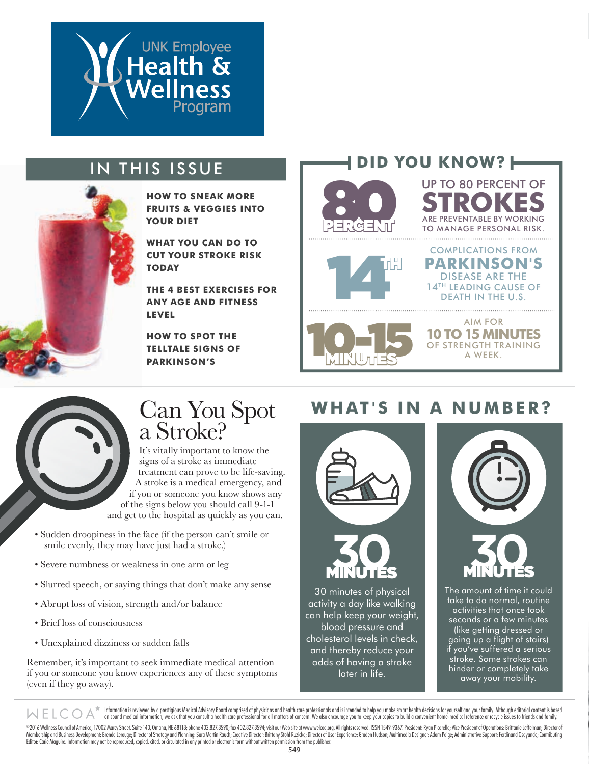# UNK Employee Health & Wellness Program

## IN THIS ISSUE

**HOW TO SNEAK MORE FRUITS & VEGGIES INTO YOUR DIET**

**WHAT YOU CAN DO TO CUT YOUR STROKE RISK TODAY**

**THE 4 BEST EXERCISES FOR ANY AGE AND FITNESS LEVEL**

**HOW TO SPOT THE TELLTALE SIGNS OF PARKINSON'S**

## DID YOU KNOW?

**80 PERCENT**

UP TO 80 PERCENT OF **STROKES** ARE PREVENTABLE BY WORKING TO MANAGE PERSONAL RISK.

**14TH**

COMPLICATIONS FROM **PARKINSON'S** DISEASE ARE THE 14TH LEADING CAUSE OF DEATH IN THE U.S.

**10-15 MINUTES**

AIM FOR **10 TO 15 MINUTES** OF STRENGTH TRAINING A WEEK.

## Can You Spot a Stroke?

It's vitally important to know the signs of a stroke as immediate treatment can prove to be life-saving. A stroke is a medical emergency, and if you or someone you know shows any of the signs below you should call 9-1-1 and get to the hospital as quickly as you can.

- Sudden droopiness in the face (if the person can't smile or smile evenly, they may have just had a stroke.)
- Severe numbness or weakness in one arm or leg
- Slurred speech, or saying things that don't make any sense
- Abrupt loss of vision, strength and/or balance
- Brief loss of consciousness
- Unexplained dizziness or sudden falls

Remember, it's important to seek immediate medical attention if you or someone you know experiences any of these symptoms (even if they go away).

## WHAT'S IN A NUMBER?

**30 MINUTES**

30 minutes of physical activity a day like walking can help keep your weight, blood pressure and cholesterol levels in check, and thereby reduce your odds of having a stroke later in life.

**30 MINUTES**

The amount of time it could take to do normal, routine activities that once took seconds or a few minutes (like getting dressed or going up a flight of stairs) if you've suffered a serious stroke. Some strokes can hinder or completely take away your mobility.

WELCOA Information is reviewed by a prestigious Medical Advisory Board comprised of physicians and health care professionals and is intended to help you make smart health decisions for yourself and your family. Although editorial content is based on sound medical information, we ask that you consult a health care professional for all matters of concern. We also encourage you to keep your copies to build a convenient home-medical reference or recycle issues to friends and family.

©2016 Wellness Council of America, 17002 Marcy Street, Suite 140, Omaha, NE 68118; phone 402.827.3590; fax 402.827.3594; visit our Web site at www.welcoa.org. All rights reserved. ISSN 1549-9367. President: Ryan Picarella; Vice President of Operations: Brittanie Leffelman; Director of Membership and Business Development: Brenda Lerouge; Director of Strategy and Planning: Sara Martin Rauch; Creative Director: Brittany Stohl Ruzicka; Director of User Experience: Graden Hudson; Multimedia Designer: Adam Paige; Administrative Support: Ferdinand Osayande; Contributing Editor: Carie Maguire. Information may not be reproduced, copied, cited, or circulated in any printed or electronic form without written permission from the publisher.

549